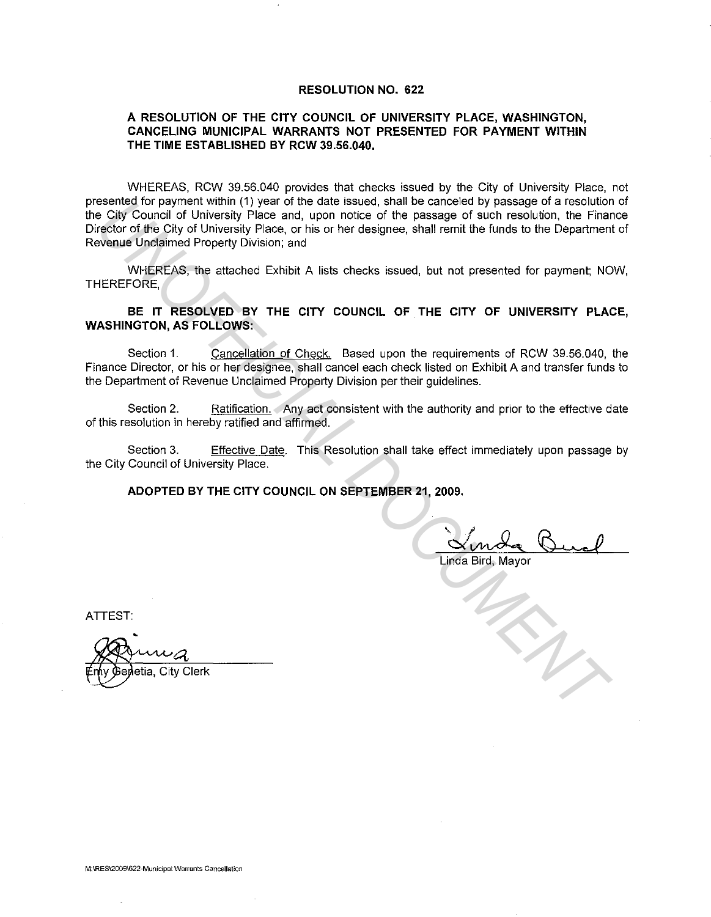# RESOLUTION NO. 622

## A RESOLUTION OF THE CITY COUNCIL OF UNIVERSITY PLACE, WASHINGTON, CANCELING MUNICIPAL WARRANTS NOT PRESENTED FOR PAYMENT WITHIN THE TIME ESTABLISHED BY RCW 39.56.040.

WHEREAS, RCW 39.56.040 provides that checks issued by the City of University Place, not presented for payment within (1) year of the date issued, shall be canceled by passage of a resolution of the City Council of University Place and, upon notice of the passage of such resolution, the Finance Director of the City of University Place, or his or her designee, shall remit the funds to the Department of Revenue Unclaimed Property Division; and

WHEREAS, the attached Exhibit A lists checks issued, but not presented for payment; NOW, THEREFORE,

**BE IT RESOLVED BY THE CITY COUNCIL OF THE CITY OF UNIVERSITY PLACE, WASHINGTON, AS FOLLOWS:**

Section 1. Cancellation of Check. Based upon the requirements of RCW 39.56.040, the Finance Director, or his or her designee, shall cancel each check listed on Exhibit A and transfer funds to the Department of Revenue Unclaimed Property Division per their guidelines.

Section 2. Ratification. Any act consistent with the authority and prior to the effective date of this resolution in hereby ratified and affirmed.

Section 3. Effective Date. This Resolution shall take effect immediately upon passage by the City Council of University Place.

**ADOPTED BY THE CITY COUNCIL ON SEPTEMBER 21, 2009.**

Linda Bird, Mayor

ATTEST:

Emy Genetia, City Clerk

M:\RES\2009\622-Municipal Warrants Cancellation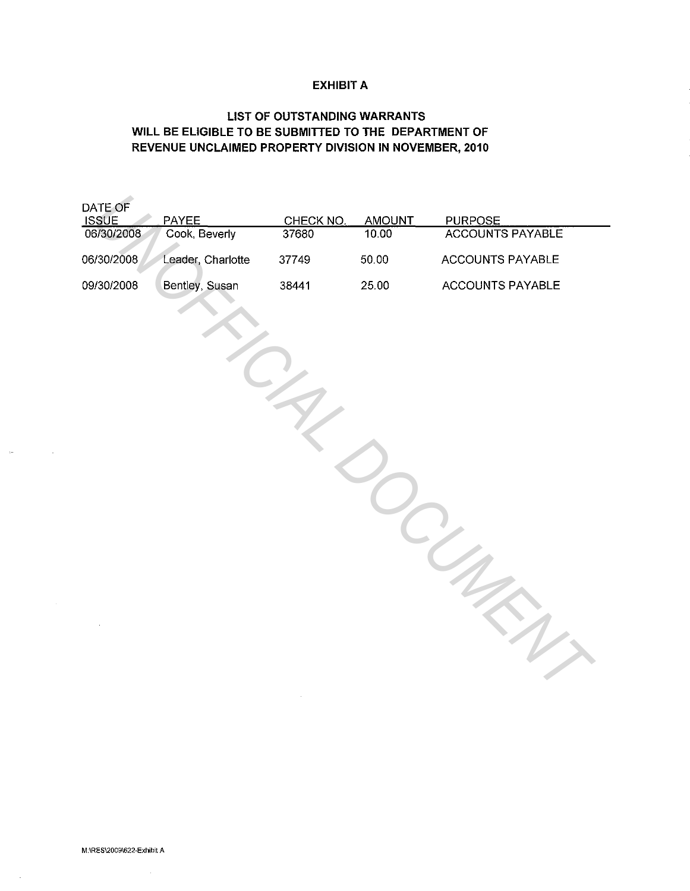# EXHIBIT A

## LIST OF OUTSTANDING WARRANTS WILL BE ELIGIBLE TO BE SUBMITTED TO THE DEPARTMENT OF REVENUE UNCLAIMED PROPERTY DIVISION IN NOVEMBER, 2010

| DATE OF ISSUE | PAYEE | CHECK NO. | AMOUNT | PURPOSE |
|---|---|---|---|---|
| 06/30/2008 | Cook, Beverly | 37680 | 10.00 | ACCOUNTS PAYABLE |
| 06/30/2008 | Leader, Charlotte | 37749 | 50.00 | ACCOUNTS PAYABLE |
| 09/30/2008 | Bentley, Susan | 38441 | 25.00 | ACCOUNTS PAYABLE |

UNOFFICIAL DOCUMENT

M:\RES\2009\622-Exhibit A